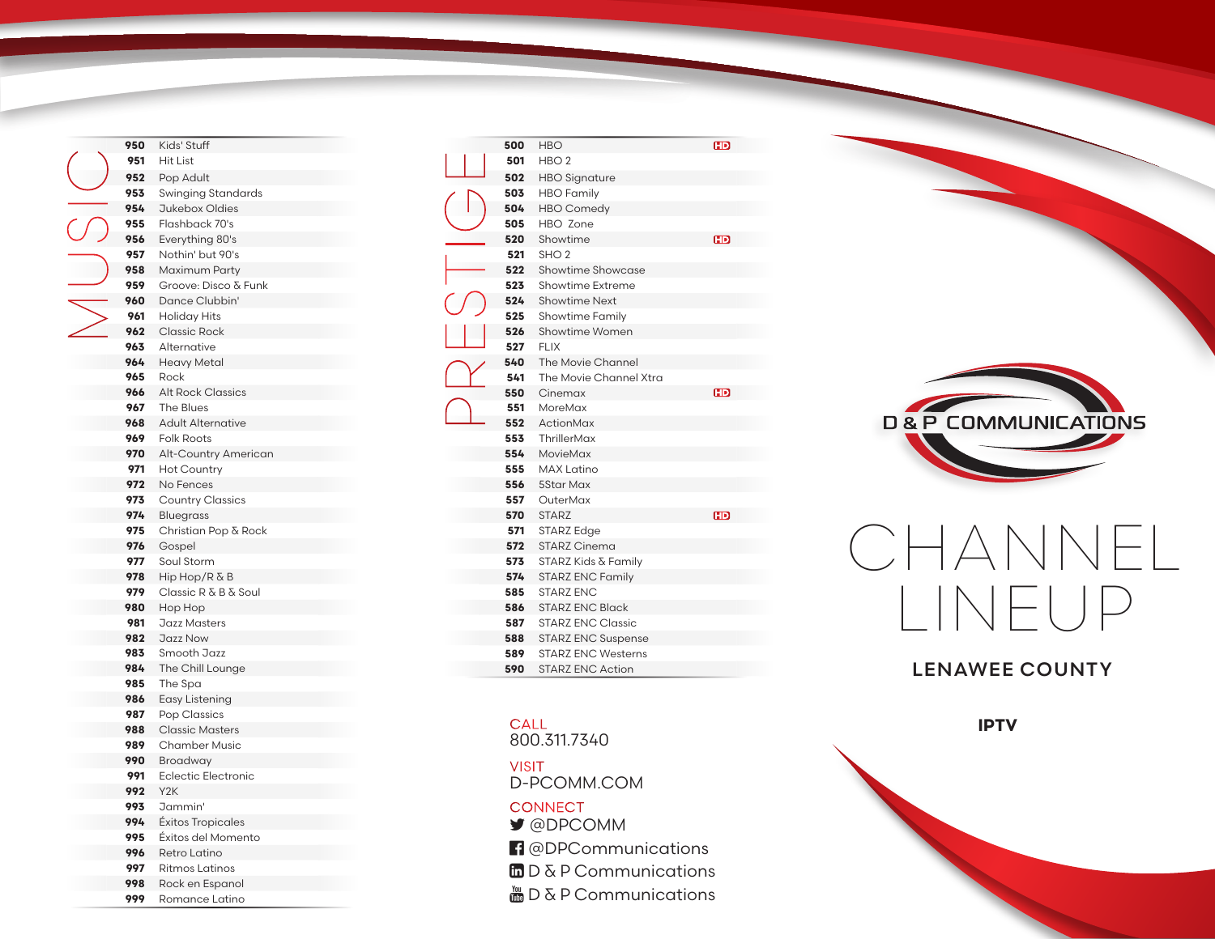# D & P COMMUNICATIONS

# CHANNEL LINEUP

## LENAWEE COUNTY

### IPTV

## MUSIC

| Channel | Name |
|---|---|
| 950 | Kids' Stuff |
| 951 | Hit List |
| 952 | Pop Adult |
| 953 | Swinging Standards |
| 954 | Jukebox Oldies |
| 955 | Flashback 70's |
| 956 | Everything 80's |
| 957 | Nothin' but 90's |
| 958 | Maximum Party |
| 959 | Groove: Disco & Funk |
| 960 | Dance Clubbin' |
| 961 | Holiday Hits |
| 962 | Classic Rock |
| 963 | Alternative |
| 964 | Heavy Metal |
| 965 | Rock |
| 966 | Alt Rock Classics |
| 967 | The Blues |
| 968 | Adult Alternative |
| 969 | Folk Roots |
| 970 | Alt-Country American |
| 971 | Hot Country |
| 972 | No Fences |
| 973 | Country Classics |
| 974 | Bluegrass |
| 975 | Christian Pop & Rock |
| 976 | Gospel |
| 977 | Soul Storm |
| 978 | Hip Hop/R & B |
| 979 | Classic R & B & Soul |
| 980 | Hop Hop |
| 981 | Jazz Masters |
| 982 | Jazz Now |
| 983 | Smooth Jazz |
| 984 | The Chill Lounge |
| 985 | The Spa |
| 986 | Easy Listening |
| 987 | Pop Classics |
| 988 | Classic Masters |
| 989 | Chamber Music |
| 990 | Broadway |
| 991 | Eclectic Electronic |
| 992 | Y2K |
| 993 | Jammin' |
| 994 | Éxitos Tropicales |
| 995 | Éxitos del Momento |
| 996 | Retro Latino |
| 997 | Ritmos Latinos |
| 998 | Rock en Espanol |
| 999 | Romance Latino |

## PRESTIGE

| Channel | Name | HD |
|---|---|---|
| 500 | HBO | HD |
| 501 | HBO 2 | |
| 502 | HBO Signature | |
| 503 | HBO Family | |
| 504 | HBO Comedy | |
| 505 | HBO Zone | |
| 520 | Showtime | HD |
| 521 | SHO 2 | |
| 522 | Showtime Showcase | |
| 523 | Showtime Extreme | |
| 524 | Showtime Next | |
| 525 | Showtime Family | |
| 526 | Showtime Women | |
| 527 | FLIX | |
| 540 | The Movie Channel | |
| 541 | The Movie Channel Xtra | |
| 550 | Cinemax | HD |
| 551 | MoreMax | |
| 552 | ActionMax | |
| 553 | ThrillerMax | |
| 554 | MovieMax | |
| 555 | MAX Latino | |
| 556 | 5Star Max | |
| 557 | OuterMax | |
| 570 | STARZ | HD |
| 571 | STARZ Edge | |
| 572 | STARZ Cinema | |
| 573 | STARZ Kids & Family | |
| 574 | STARZ ENC Family | |
| 585 | STARZ ENC | |
| 586 | STARZ ENC Black | |
| 587 | STARZ ENC Classic | |
| 588 | STARZ ENC Suspense | |
| 589 | STARZ ENC Westerns | |
| 590 | STARZ ENC Action | |

CALL
800.311.7340

VISIT
D-PCOMM.COM

CONNECT
@DPCOMM
@DPCommunications
D & P Communications
D & P Communications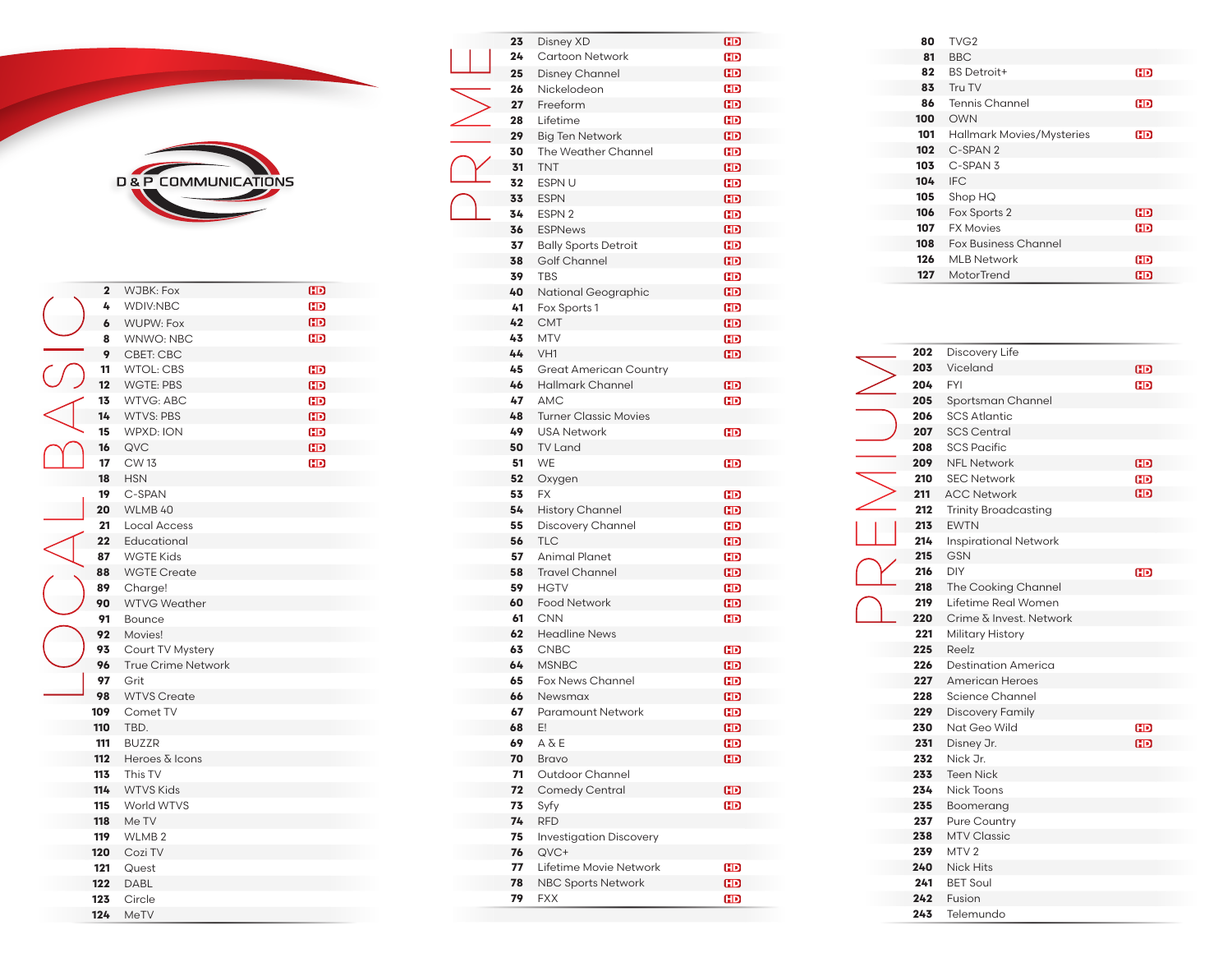# D & P COMMUNICATIONS

## LOCAL BASIC

| | | |
|---|---|---|
| 2 | WJBK: Fox | HD |
| 4 | WDIV:NBC | HD |
| 6 | WUPW: Fox | HD |
| 8 | WNWO: NBC | HD |
| 9 | CBET: CBC | |
| 11 | WTOL: CBS | HD |
| 12 | WGTE: PBS | HD |
| 13 | WTVG: ABC | HD |
| 14 | WTVS: PBS | HD |
| 15 | WPXD: ION | HD |
| 16 | QVC | HD |
| 17 | CW 13 | HD |
| 18 | HSN | |
| 19 | C-SPAN | |
| 20 | WLMB 40 | |
| 21 | Local Access | |
| 22 | Educational | |
| 87 | WGTE Kids | |
| 88 | WGTE Create | |
| 89 | Charge! | |
| 90 | WTVG Weather | |
| 91 | Bounce | |
| 92 | Movies! | |
| 93 | Court TV Mystery | |
| 96 | True Crime Network | |
| 97 | Grit | |
| 98 | WTVS Create | |
| 109 | Comet TV | |
| 110 | TBD. | |
| 111 | BUZZR | |
| 112 | Heroes & Icons | |
| 113 | This TV | |
| 114 | WTVS Kids | |
| 115 | World WTVS | |
| 118 | Me TV | |
| 119 | WLMB 2 | |
| 120 | Cozi TV | |
| 121 | Quest | |
| 122 | DABL | |
| 123 | Circle | |
| 124 | MeTV | |

## PRIME

| | | |
|---|---|---|
| 23 | Disney XD | HD |
| 24 | Cartoon Network | HD |
| 25 | Disney Channel | HD |
| 26 | Nickelodeon | HD |
| 27 | Freeform | HD |
| 28 | Lifetime | HD |
| 29 | Big Ten Network | HD |
| 30 | The Weather Channel | HD |
| 31 | TNT | HD |
| 32 | ESPN U | HD |
| 33 | ESPN | HD |
| 34 | ESPN 2 | HD |
| 36 | ESPNews | HD |
| 37 | Bally Sports Detroit | HD |
| 38 | Golf Channel | HD |
| 39 | TBS | HD |
| 40 | National Geographic | HD |
| 41 | Fox Sports 1 | HD |
| 42 | CMT | HD |
| 43 | MTV | HD |
| 44 | VH1 | HD |
| 45 | Great American Country | |
| 46 | Hallmark Channel | HD |
| 47 | AMC | HD |
| 48 | Turner Classic Movies | |
| 49 | USA Network | HD |
| 50 | TV Land | |
| 51 | WE | HD |
| 52 | Oxygen | |
| 53 | FX | HD |
| 54 | History Channel | HD |
| 55 | Discovery Channel | HD |
| 56 | TLC | HD |
| 57 | Animal Planet | HD |
| 58 | Travel Channel | HD |
| 59 | HGTV | HD |
| 60 | Food Network | HD |
| 61 | CNN | HD |
| 62 | Headline News | |
| 63 | CNBC | HD |
| 64 | MSNBC | HD |
| 65 | Fox News Channel | HD |
| 66 | Newsmax | HD |
| 67 | Paramount Network | HD |
| 68 | E! | HD |
| 69 | A & E | HD |
| 70 | Bravo | HD |
| 71 | Outdoor Channel | |
| 72 | Comedy Central | HD |
| 73 | Syfy | HD |
| 74 | RFD | |
| 75 | Investigation Discovery | |
| 76 | QVC+ | |
| 77 | Lifetime Movie Network | HD |
| 78 | NBC Sports Network | HD |
| 79 | FXX | HD |
| 80 | TVG2 | |
| 81 | BBC | |
| 82 | BS Detroit+ | HD |
| 83 | Tru TV | |
| 86 | Tennis Channel | HD |
| 100 | OWN | |
| 101 | Hallmark Movies/Mysteries | HD |
| 102 | C-SPAN 2 | |
| 103 | C-SPAN 3 | |
| 104 | IFC | |
| 105 | Shop HQ | |
| 106 | Fox Sports 2 | HD |
| 107 | FX Movies | HD |
| 108 | Fox Business Channel | |
| 126 | MLB Network | HD |
| 127 | MotorTrend | HD |

## PREMIUM

| | | |
|---|---|---|
| 202 | Discovery Life | |
| 203 | Viceland | HD |
| 204 | FYI | HD |
| 205 | Sportsman Channel | |
| 206 | SCS Atlantic | |
| 207 | SCS Central | |
| 208 | SCS Pacific | |
| 209 | NFL Network | HD |
| 210 | SEC Network | HD |
| 211 | ACC Network | HD |
| 212 | Trinity Broadcasting | |
| 213 | EWTN | |
| 214 | Inspirational Network | |
| 215 | GSN | |
| 216 | DIY | HD |
| 218 | The Cooking Channel | |
| 219 | Lifetime Real Women | |
| 220 | Crime & Invest. Network | |
| 221 | Military History | |
| 225 | Reelz | |
| 226 | Destination America | |
| 227 | American Heroes | |
| 228 | Science Channel | |
| 229 | Discovery Family | |
| 230 | Nat Geo Wild | HD |
| 231 | Disney Jr. | HD |
| 232 | Nick Jr. | |
| 233 | Teen Nick | |
| 234 | Nick Toons | |
| 235 | Boomerang | |
| 237 | Pure Country | |
| 238 | MTV Classic | |
| 239 | MTV 2 | |
| 240 | Nick Hits | |
| 241 | BET Soul | |
| 242 | Fusion | |
| 243 | Telemundo | |